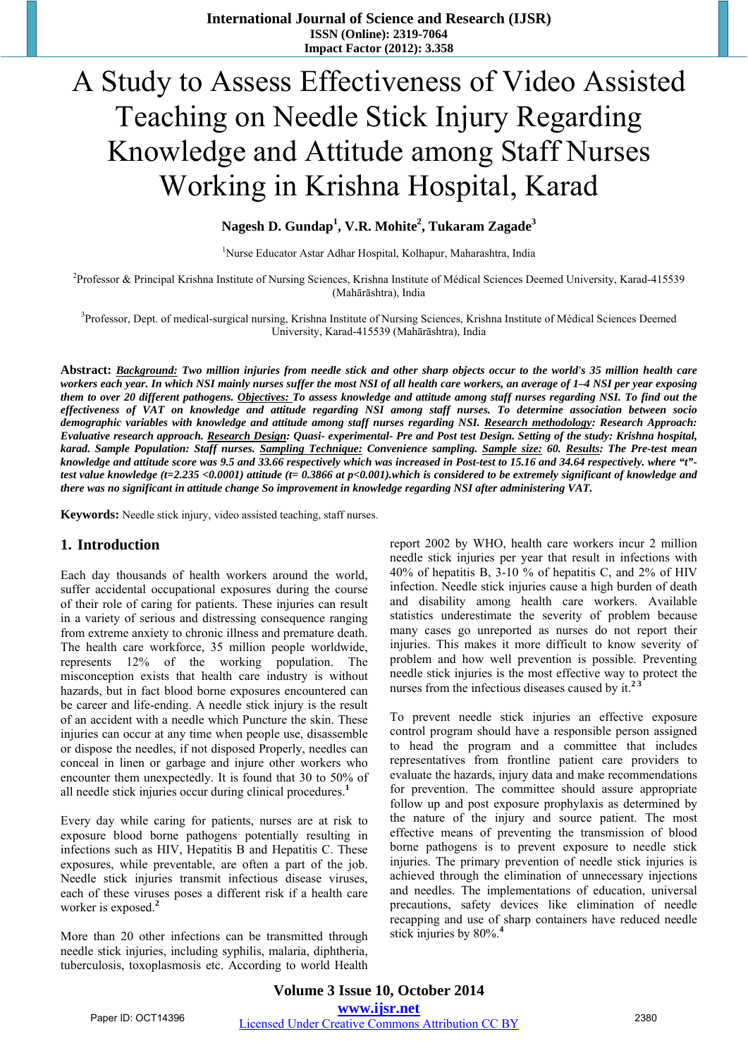# A Study to Assess Effectiveness of Video Assisted Teaching on Needle Stick Injury Regarding Knowledge and Attitude among Staff Nurses Working in Krishna Hospital, Karad

**Nagesh D. Gundap[1], V.R. Mohite[2], Tukaram Zagade[3]**

[1]Nurse Educator Astar Adhar Hospital, Kolhapur, Maharashtra, India

[2]Professor & Principal Krishna Institute of Nursing Sciences, Krishna Institute of Médical Sciences Deemed University, Karad-415539 (Mahārāshtra), India

[3]Professor, Dept. of medical-surgical nursing, Krishna Institute of Nursing Sciences, Krishna Institute of Médical Sciences Deemed University, Karad-415539 (Mahārāshtra), India

**Abstract:** ***Background:*** ***Two million injuries from needle stick and other sharp objects occur to the world's 35 million health care workers each year. In which NSI mainly nurses suffer the most NSI of all health care workers, an average of 1–4 NSI per year exposing them to over 20 different pathogens.*** ***Objectives:*** ***To assess knowledge and attitude among staff nurses regarding NSI. To find out the effectiveness of VAT on knowledge and attitude regarding NSI among staff nurses. To determine association between socio demographic variables with knowledge and attitude among staff nurses regarding NSI.*** ***Research methodology:*** ***Research Approach: Evaluative research approach.*** ***Research Design:*** ***Quasi- experimental- Pre and Post test Design. Setting of the study: Krishna hospital, karad. Sample Population: Staff nurses.*** ***Sampling Technique:*** ***Convenience sampling.*** ***Sample size:*** ***60.*** ***Results:*** ***The Pre-test mean knowledge and attitude score was 9.5 and 33.66 respectively which was increased in Post-test to 15.16 and 34.64 respectively. where "t"- test value knowledge (t=2.235 <0.0001) attitude (t= 0.3866 at p<0.001).which is considered to be extremely significant of knowledge and there was no significant in attitude change So improvement in knowledge regarding NSI after administering VAT.***

**Keywords:** Needle stick injury, video assisted teaching, staff nurses.

## 1. Introduction

Each day thousands of health workers around the world, suffer accidental occupational exposures during the course of their role of caring for patients. These injuries can result in a variety of serious and distressing consequence ranging from extreme anxiety to chronic illness and premature death. The health care workforce, 35 million people worldwide, represents 12% of the working population. The misconception exists that health care industry is without hazards, but in fact blood borne exposures encountered can be career and life-ending. A needle stick injury is the result of an accident with a needle which Puncture the skin. These injuries can occur at any time when people use, disassemble or dispose the needles, if not disposed Properly, needles can conceal in linen or garbage and injure other workers who encounter them unexpectedly. It is found that 30 to 50% of all needle stick injuries occur during clinical procedures.[1]

Every day while caring for patients, nurses are at risk to exposure blood borne pathogens possibly resulting in infections such as HIV, Hepatitis B and Hepatitis C. These exposures, while preventable, are often a part of the job. Needle stick injuries transmit infectious disease viruses, each of these viruses poses a different risk if a health care worker is exposed.[2]

More than 20 other infections can be transmitted through needle stick injuries, including syphilis, malaria, diphtheria, tuberculosis, toxoplasmosis etc. According to world Health report 2002 by WHO, health care workers incur 2 million needle stick injuries per year that result in infections with 40% of hepatitis B, 3-10 % of hepatitis C, and 2% of HIV infection. Needle stick injuries cause a high burden of death and disability among health care workers. Available statistics under estimate the severity of problem because many cases go unreported as nurses do not report their injuries. This makes it more difficult to know severity of problem and how well prevention is possible. Preventing needle stick injuries is the most effective way to protect the nurses from the infectious diseases caused by it.[2 3]

To prevent needle stick injuries an effective exposure control program should have a responsible person assigned to head the program and a committee that includes representatives from frontline patient care providers to evaluate the hazards, injury data and make recommendations for prevention. The committee should assure appropriate follow up and post exposure prophylaxis as determined by the nature of the injury and source patient. The most effective means of preventing the transmission of blood borne pathogens is to prevent exposure to needle stick injuries. The primary prevention of needle stick injuries is achieved through the elimination of unnecessary injections and needles. The implementations of education, universal precautions, safety devices like elimination of needle recapping and use of sharp containers have reduced needle stick injuries by 80%.[4]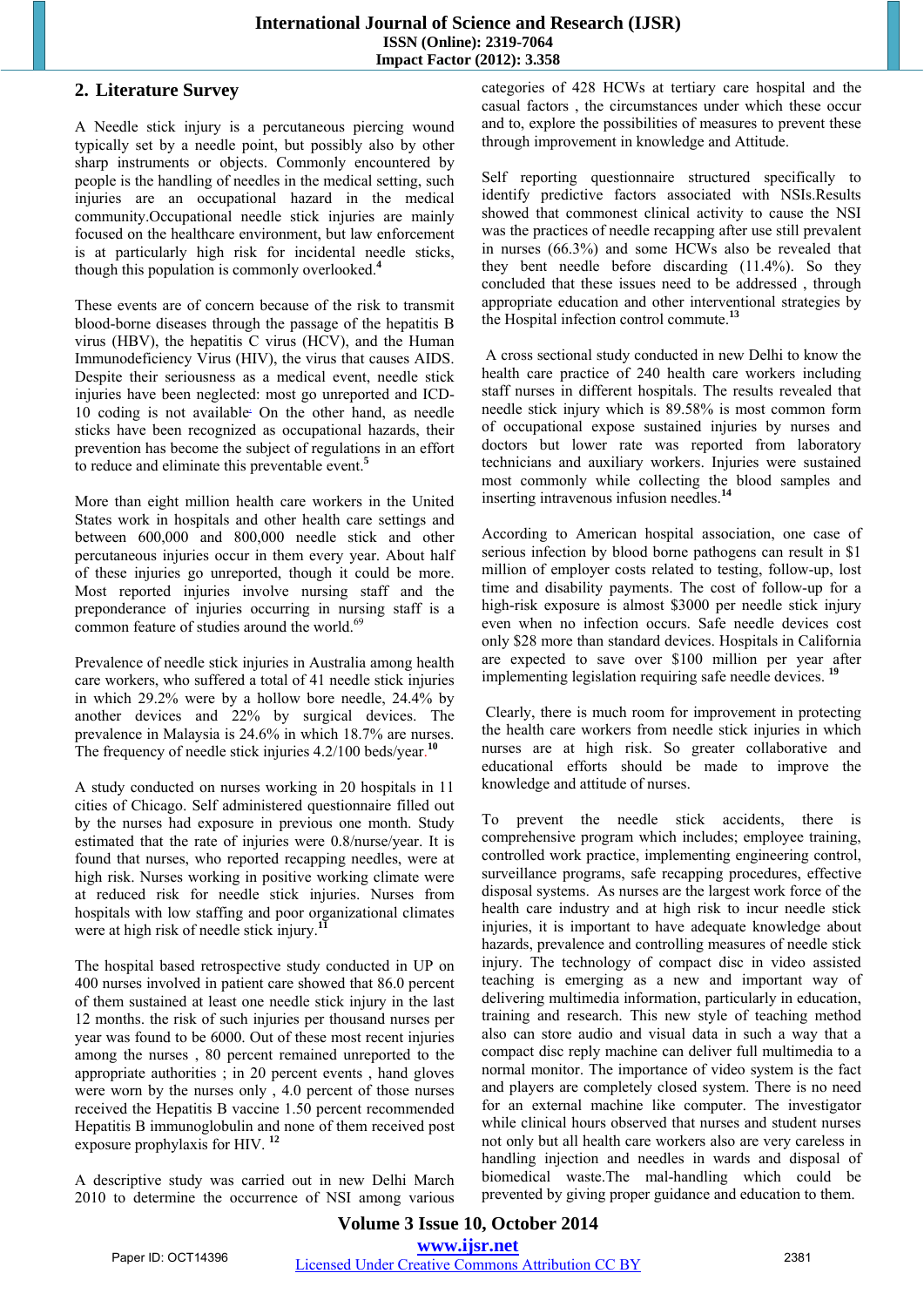## 2. Literature Survey

A Needle stick injury is a percutaneous piercing wound typically set by a needle point, but possibly also by other sharp instruments or objects. Commonly encountered by people is the handling of needles in the medical setting, such injuries are an occupational hazard in the medical community.Occupational needle stick injuries are mainly focused on the healthcare environment, but law enforcement is at particularly high risk for incidental needle sticks, though this population is commonly overlooked.[4]

These events are of concern because of the risk to transmit blood-borne diseases through the passage of the hepatitis B virus (HBV), the hepatitis C virus (HCV), and the Human Immunodeficiency Virus (HIV), the virus that causes AIDS. Despite their seriousness as a medical event, needle stick injuries have been neglected: most go unreported and ICD-10 coding is not available. On the other hand, as needle sticks have been recognized as occupational hazards, their prevention has become the subject of regulations in an effort to reduce and eliminate this preventable event.[5]

More than eight million health care workers in the United States work in hospitals and other health care settings and between 600,000 and 800,000 needle stick and other percutaneous injuries occur in them every year. About half of these injuries go unreported, though it could be more. Most reported injuries involve nursing staff and the preponderance of injuries occurring in nursing staff is a common feature of studies around the world.[69]

Prevalence of needle stick injuries in Australia among health care workers, who suffered a total of 41 needle stick injuries in which 29.2% were by a hollow bore needle, 24.4% by another devices and 22% by surgical devices. The prevalence in Malaysia is 24.6% in which 18.7% are nurses. The frequency of needle stick injuries 4.2/100 beds/year.[10]

A study conducted on nurses working in 20 hospitals in 11 cities of Chicago. Self administered questionnaire filled out by the nurses had exposure in previous one month. Study estimated that the rate of injuries were 0.8/nurse/year. It is found that nurses, who reported recapping needles, were at high risk. Nurses working in positive working climate were at reduced risk for needle stick injuries. Nurses from hospitals with low staffing and poor organizational climates were at high risk of needle stick injury.[11]

The hospital based retrospective study conducted in UP on 400 nurses involved in patient care showed that 86.0 percent of them sustained at least one needle stick injury in the last 12 months. the risk of such injuries per thousand nurses per year was found to be 6000. Out of these most recent injuries among the nurses , 80 percent remained unreported to the appropriate authorities ; in 20 percent events , hand gloves were worn by the nurses only , 4.0 percent of those nurses received the Hepatitis B vaccine 1.50 percent recommended Hepatitis B immunoglobulin and none of them received post exposure prophylaxis for HIV. [12]

A descriptive study was carried out in new Delhi March 2010 to determine the occurrence of NSI among various categories of 428 HCWs at tertiary care hospital and the casual factors , the circumstances under which these occur and to, explore the possibilities of measures to prevent these through improvement in knowledge and Attitude.

Self reporting questionnaire structured specifically to identify predictive factors associated with NSIs.Results showed that commonest clinical activity to cause the NSI was the practices of needle recapping after use still prevalent in nurses (66.3%) and some HCWs also be revealed that they bent needle before discarding (11.4%). So they concluded that these issues need to be addressed , through appropriate education and other interventional strategies by the Hospital infection control commute.[13]

A cross sectional study conducted in new Delhi to know the health care practice of 240 health care workers including staff nurses in different hospitals. The results revealed that needle stick injury which is 89.58% is most common form of occupational expose sustained injuries by nurses and doctors but lower rate was reported from laboratory technicians and auxiliary workers. Injuries were sustained most commonly while collecting the blood samples and inserting intravenous infusion needles.[14]

According to American hospital association, one case of serious infection by blood borne pathogens can result in $1 million of employer costs related to testing, follow-up, lost time and disability payments. The cost of follow-up for a high-risk exposure is almost $3000 per needle stick injury even when no infection occurs. Safe needle devices cost only $28 more than standard devices. Hospitals in California are expected to save over $100 million per year after implementing legislation requiring safe needle devices. [19]

Clearly, there is much room for improvement in protecting the health care workers from needle stick injuries in which nurses are at high risk. So greater collaborative and educational efforts should be made to improve the knowledge and attitude of nurses.

To prevent the needle stick accidents, there is comprehensive program which includes; employee training, controlled work practice, implementing engineering control, surveillance programs, safe recapping procedures, effective disposal systems. As nurses are the largest work force of the health care industry and at high risk to incur needle stick injuries, it is important to have adequate knowledge about hazards, prevalence and controlling measures of needle stick injury. The technology of compact disc in video assisted teaching is emerging as a new and important way of delivering multimedia information, particularly in education, training and research. This new style of teaching method also can store audio and visual data in such a way that a compact disc reply machine can deliver full multimedia to a normal monitor. The importance of video system is the fact and players are completely closed system. There is no need for an external machine like computer. The investigator while clinical hours observed that nurses and student nurses not only but all health care workers also are very careless in handling injection and needles in wards and disposal of biomedical waste.The mal-handling which could be prevented by giving proper guidance and education to them.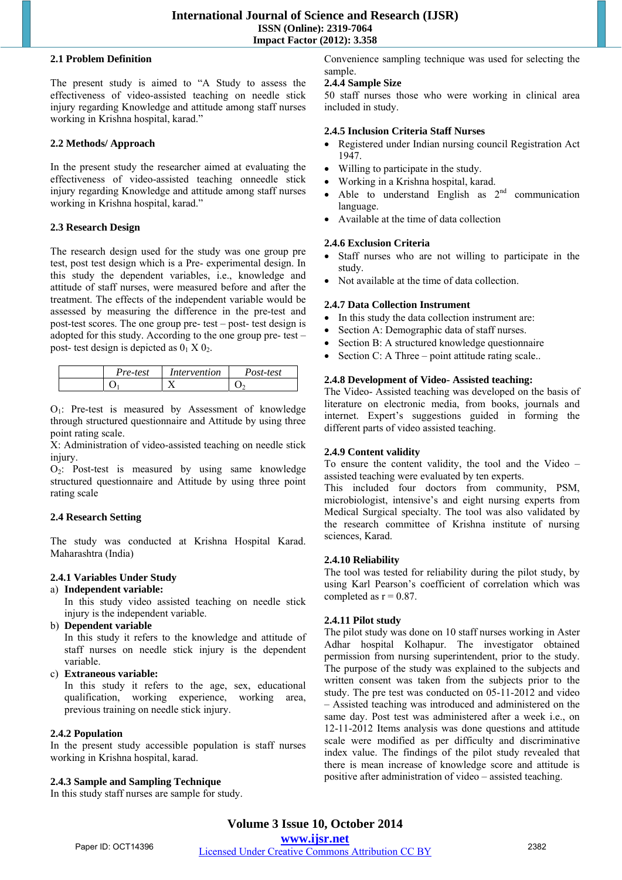### 2.1 Problem Definition

The present study is aimed to "A Study to assess the effectiveness of video-assisted teaching on needle stick injury regarding Knowledge and attitude among staff nurses working in Krishna hospital, karad."

### 2.2 Methods/ Approach

In the present study the researcher aimed at evaluating the effectiveness of video-assisted teaching onneedle stick injury regarding Knowledge and attitude among staff nurses working in Krishna hospital, karad."

### 2.3 Research Design

The research design used for the study was one group pre test, post test design which is a Pre- experimental design. In this study the dependent variables, i.e., knowledge and attitude of staff nurses, were measured before and after the treatment. The effects of the independent variable would be assessed by measuring the difference in the pre-test and post-test scores. The one group pre- test – post- test design is adopted for this study. According to the one group pre- test – post- test design is depicted as $0_1$ X $0_2$.

| | *Pre-test* | *Intervention* | *Post-test* |
|---|---|---|---|
| | $O_1$ | X | $O_2$ |

$O_1$: Pre-test is measured by Assessment of knowledge through structured questionnaire and Attitude by using three point rating scale.
X: Administration of video-assisted teaching on needle stick injury.
$O_2$: Post-test is measured by using same knowledge structured questionnaire and Attitude by using three point rating scale

### 2.4 Research Setting

The study was conducted at Krishna Hospital Karad. Maharashtra (India)

#### 2.4.1 Variables Under Study

a) **Independent variable:**
   In this study video assisted teaching on needle stick injury is the independent variable.
b) **Dependent variable**
   In this study it refers to the knowledge and attitude of staff nurses on needle stick injury is the dependent variable.
c) **Extraneous variable:**
   In this study it refers to the age, sex, educational qualification, working experience, working area, previous training on needle stick injury.

#### 2.4.2 Population

In the present study accessible population is staff nurses working in Krishna hospital, karad.

#### 2.4.3 Sample and Sampling Technique

In this study staff nurses are sample for study.
Convenience sampling technique was used for selecting the sample.

#### 2.4.4 Sample Size

50 staff nurses those who were working in clinical area included in study.

#### 2.4.5 Inclusion Criteria Staff Nurses

- Registered under Indian nursing council Registration Act 1947.
- Willing to participate in the study.
- Working in a Krishna hospital, karad.
- Able to understand English as 2nd communication language.
- Available at the time of data collection

#### 2.4.6 Exclusion Criteria

- Staff nurses who are not willing to participate in the study.
- Not available at the time of data collection.

#### 2.4.7 Data Collection Instrument

- In this study the data collection instrument are:
- Section A: Demographic data of staff nurses.
- Section B: A structured knowledge questionnaire
- Section C: A Three – point attitude rating scale..

#### 2.4.8 Development of Video- Assisted teaching:

The Video- Assisted teaching was developed on the basis of literature on electronic media, from books, journals and internet. Expert's suggestions guided in forming the different parts of video assisted teaching.

#### 2.4.9 Content validity

To ensure the content validity, the tool and the Video – assisted teaching were evaluated by ten experts.
This included four doctors from community, PSM, microbiologist, intensive's and eight nursing experts from Medical Surgical specialty. The tool was also validated by the research committee of Krishna institute of nursing sciences, Karad.

#### 2.4.10 Reliability

The tool was tested for reliability during the pilot study, by using Karl Pearson's coefficient of correlation which was completed as r = 0.87.

#### 2.4.11 Pilot study

The pilot study was done on 10 staff nurses working in Aster Adhar hospital Kolhapur. The investigator obtained permission from nursing superintendent, prior to the study. The purpose of the study was explained to the subjects and written consent was taken from the subjects prior to the study. The pre test was conducted on 05-11-2012 and video – Assisted teaching was introduced and administered on the same day. Post test was administered after a week i.e., on 12-11-2012 Items analysis was done questions and attitude scale were modified as per difficulty and discriminative index value. The findings of the pilot study revealed that there is mean increase of knowledge score and attitude is positive after administration of video – assisted teaching.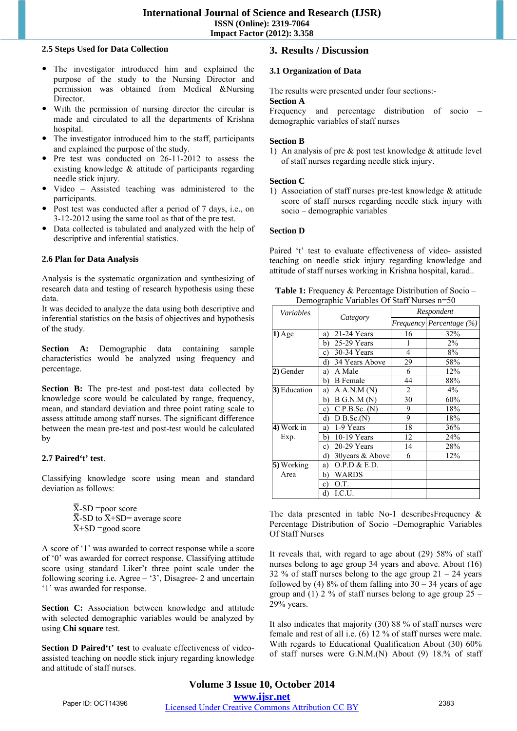### 2.5 Steps Used for Data Collection

- The investigator introduced him and explained the purpose of the study to the Nursing Director and permission was obtained from Medical &Nursing Director.
- With the permission of nursing director the circular is made and circulated to all the departments of Krishna hospital.
- The investigator introduced him to the staff, participants and explained the purpose of the study.
- Pre test was conducted on 26-11-2012 to assess the existing knowledge & attitude of participants regarding needle stick injury.
- Video – Assisted teaching was administered to the participants.
- Post test was conducted after a period of 7 days, i.e., on 3-12-2012 using the same tool as that of the pre test.
- Data collected is tabulated and analyzed with the help of descriptive and inferential statistics.

### 2.6 Plan for Data Analysis

Analysis is the systematic organization and synthesizing of research data and testing of research hypothesis using these data.
It was decided to analyze the data using both descriptive and inferential statistics on the basis of objectives and hypothesis of the study.

**Section A:** Demographic data containing sample characteristics would be analyzed using frequency and percentage.

**Section B:** The pre-test and post-test data collected by knowledge score would be calculated by range, frequency, mean, and standard deviation and three point rating scale to assess attitude among staff nurses. The significant difference between the mean pre-test and post-test would be calculated by

### 2.7 Paired't' test.

Classifying knowledge score using mean and standard deviation as follows:

$\bar{X}$-SD =poor score
$\bar{X}$-SD to $\bar{X}$+SD= average score
$\bar{X}$+SD =good score

A score of '1' was awarded to correct response while a score of '0' was awarded for correct response. Classifying attitude score using standard Liker't three point scale under the following scoring i.e. Agree – '3', Disagree- 2 and uncertain '1' was awarded for response.

**Section C:** Association between knowledge and attitude with selected demographic variables would be analyzed by using **Chi square** test.

**Section D Paired't' test** to evaluate effectiveness of video-assisted teaching on needle stick injury regarding knowledge and attitude of staff nurses.

## 3. Results / Discussion

### 3.1 Organization of Data

The results were presented under four sections:-
**Section A**
Frequency and percentage distribution of socio – demographic variables of staff nurses

**Section B**
1) An analysis of pre & post test knowledge & attitude level of staff nurses regarding needle stick injury.

**Section C**
1) Association of staff nurses pre-test knowledge & attitude score of staff nurses regarding needle stick injury with socio – demographic variables

**Section D**

Paired 't' test to evaluate effectiveness of video- assisted teaching on needle stick injury regarding knowledge and attitude of staff nurses working in Krishna hospital, karad..

**Table 1:** Frequency & Percentage Distribution of Socio – Demographic Variables Of Staff Nurses n=50

| *Variables* | *Category* | *Respondent* | |
|---|---|---|---|
| | | *Frequency* | *Percentage (%)* |
| **1)** Age | a) 21-24 Years | 16 | 32% |
| | b) 25-29 Years | 1 | 2% |
| | c) 30-34 Years | 4 | 8% |
| | d) 34 Years Above | 29 | 58% |
| **2)** Gender | a) A Male | 6 | 12% |
| | b) B Female | 44 | 88% |
| **3)** Education | a) A A.N.M (N) | 2 | 4% |
| | b) B G.N.M (N) | 30 | 60% |
| | c) C P.B.Sc. (N) | 9 | 18% |
| | d) D B.Sc.(N) | 9 | 18% |
| **4)** Work in Exp. | a) 1-9 Years | 18 | 36% |
| | b) 10-19 Years | 12 | 24% |
| | c) 20-29 Years | 14 | 28% |
| | d) 30years & Above | 6 | 12% |
| **5)** Working Area | a) O.P.D & E.D. | | |
| | b) WARDS | | |
| | c) O.T. | | |
| | d) I.C.U. | | |

The data presented in table No-1 describesFrequency & Percentage Distribution of Socio –Demographic Variables Of Staff Nurses

It reveals that, with regard to age about (29) 58% of staff nurses belong to age group 34 years and above. About (16) 32 % of staff nurses belong to the age group 21 – 24 years followed by (4) 8% of them falling into 30 – 34 years of age group and (1) 2 % of staff nurses belong to age group 25 – 29% years.

It also indicates that majority (30) 88 % of staff nurses were female and rest of all i.e. (6) 12 % of staff nurses were male. With regards to Educational Qualification About (30) 60% of staff nurses were G.N.M.(N) About (9) 18.% of staff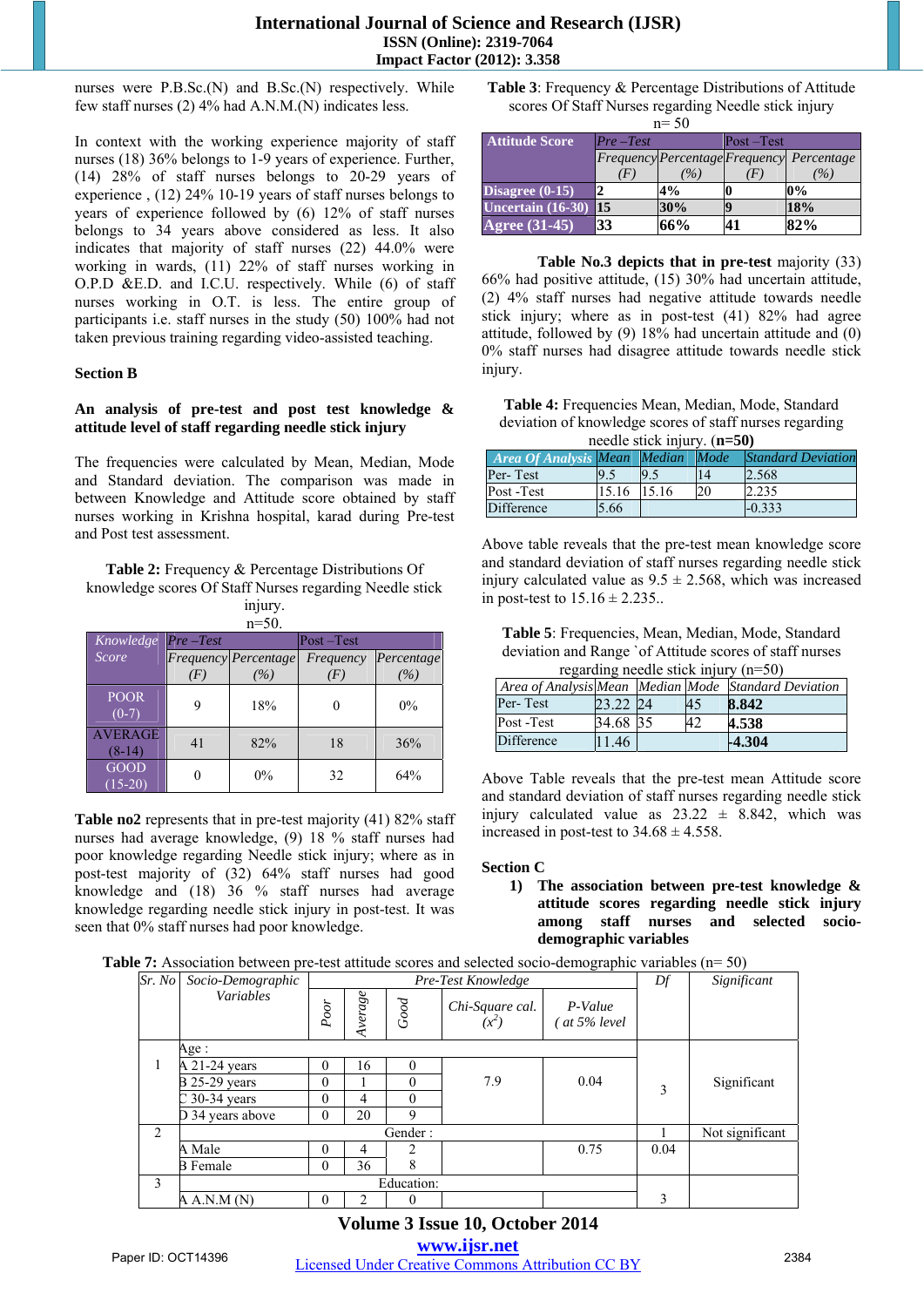nurses were P.B.Sc.(N) and B.Sc.(N) respectively. While few staff nurses (2) 4% had A.N.M.(N) indicates less.

In context with the working experience majority of staff nurses (18) 36% belongs to 1-9 years of experience. Further, (14) 28% of staff nurses belongs to 20-29 years of experience , (12) 24% 10-19 years of staff nurses belongs to years of experience followed by (6) 12% of staff nurses belongs to 34 years above considered as less. It also indicates that majority of staff nurses (22) 44.0% were working in wards, (11) 22% of staff nurses working in O.P.D &E.D. and I.C.U. respectively. While (6) of staff nurses working in O.T. is less. The entire group of participants i.e. staff nurses in the study (50) 100% had not taken previous training regarding video-assisted teaching.

## Section B

### An analysis of pre-test and post test knowledge & attitude level of staff regarding needle stick injury

The frequencies were calculated by Mean, Median, Mode and Standard deviation. The comparison was made in between Knowledge and Attitude score obtained by staff nurses working in Krishna hospital, karad during Pre-test and Post test assessment.

**Table 2:** Frequency & Percentage Distributions Of knowledge scores Of Staff Nurses regarding Needle stick injury.
n=50.

| Knowledge Score | Pre –Test | | Post –Test | |
|---|---|---|---|---|
| | Frequency (F) | Percentage (%) | Frequency (F) | Percentage (%) |
| POOR (0-7) | 9 | 18% | 0 | 0% |
| AVERAGE (8-14) | 41 | 82% | 18 | 36% |
| GOOD (15-20) | 0 | 0% | 32 | 64% |

**Table no2** represents that in pre-test majority (41) 82% staff nurses had average knowledge, (9) 18 % staff nurses had poor knowledge regarding Needle stick injury; where as in post-test majority of (32) 64% staff nurses had good knowledge and (18) 36 % staff nurses had average knowledge regarding needle stick injury in post-test. It was seen that 0% staff nurses had poor knowledge.

**Table 3**: Frequency & Percentage Distributions of Attitude scores Of Staff Nurses regarding Needle stick injury
n= 50

| Attitude Score | Pre –Test | | Post –Test | |
|---|---|---|---|---|
| | Frequency (F) | Percentage (%) | Frequency (F) | Percentage (%) |
| Disagree (0-15) | 2 | 4% | 0 | 0% |
| Uncertain (16-30) | 15 | 30% | 9 | 18% |
| Agree (31-45) | 33 | 66% | 41 | 82% |

**Table No.3 depicts that in pre-test** majority (33) 66% had positive attitude, (15) 30% had uncertain attitude, (2) 4% staff nurses had negative attitude towards needle stick injury; where as in post-test (41) 82% had agree attitude, followed by (9) 18% had uncertain attitude and (0) 0% staff nurses had disagree attitude towards needle stick injury.

**Table 4:** Frequencies Mean, Median, Mode, Standard deviation of knowledge scores of staff nurses regarding needle stick injury. **(n=50)**

| Area Of Analysis | Mean | Median | Mode | Standard Deviation |
|---|---|---|---|---|
| Per- Test | 9.5 | 9.5 | 14 | 2.568 |
| Post -Test | 15.16 | 15.16 | 20 | 2.235 |
| Difference | 5.66 | | | -0.333 |

Above table reveals that the pre-test mean knowledge score and standard deviation of staff nurses regarding needle stick injury calculated value as 9.5 ± 2.568, which was increased in post-test to 15.16 ± 2.235..

**Table 5**: Frequencies, Mean, Median, Mode, Standard deviation and Range `of Attitude scores of staff nurses regarding needle stick injury (n=50)

| Area of Analysis | Mean | Median | Mode | Standard Deviation |
|---|---|---|---|---|
| Per- Test | 23.22 | 24 | 45 | **8.842** |
| Post -Test | 34.68 | 35 | 42 | **4.538** |
| Difference | 11.46 | | | **-4.304** |

Above Table reveals that the pre-test mean Attitude score and standard deviation of staff nurses regarding needle stick injury calculated value as 23.22 ± 8.842, which was increased in post-test to 34.68 ± 4.558.

## Section C

1) **The association between pre-test knowledge & attitude scores regarding needle stick injury among staff nurses and selected socio-demographic variables**

**Table 7:** Association between pre-test attitude scores and selected socio-demographic variables (n= 50)

| Sr. No | Socio-Demographic Variables | Pre-Test Knowledge | | | | | Df | Significant |
|---|---|---|---|---|---|---|---|---|
| | | Poor | Average | Good | Chi-Square cal. $(x^2)$ | P-Value ( at 5% level | | |
| 1 | Age : | | | | | | | |
| | A 21-24 years | 0 | 16 | 0 | 7.9 | 0.04 | 3 | Significant |
| | B 25-29 years | 0 | 1 | 0 | | | | |
| | C 30-34 years | 0 | 4 | 0 | | | | |
| | D 34 years above | 0 | 20 | 9 | | | | |
| 2 | Gender : | | | | | | 1 | Not significant |
| | A Male | 0 | 4 | 2 | | 0.75 | 0.04 | |
| | B Female | 0 | 36 | 8 | | | | |
| 3 | Education: | | | | | | | |
| | A A.N.M (N) | 0 | 2 | 0 | | | 3 | |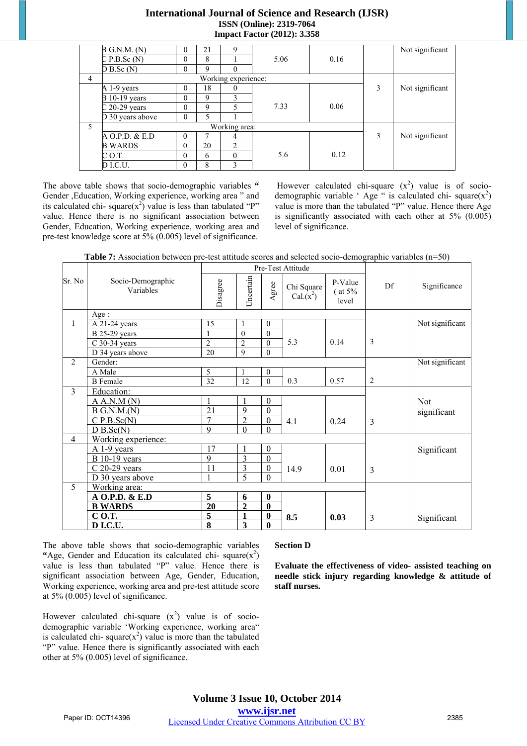| | | | | | | | | |
|---|---|---|---|---|---|---|---|---|
| | B G.N.M. (N) | 0 | 21 | 9 | | | | Not significant |
| | C P.B.Sc (N) | 0 | 8 | 1 | 5.06 | 0.16 | | |
| | D B.Sc (N) | 0 | 9 | 0 | | | | |
| 4 | Working experience: | | | | | | 3 | Not significant |
| | A 1-9 years | 0 | 18 | 0 | | | | |
| | B 10-19 years | 0 | 9 | 3 | 7.33 | 0.06 | | |
| | C 20-29 years | 0 | 9 | 5 | | | | |
| | D 30 years above | 0 | 5 | 1 | | | | |
| 5 | Working area: | | | | | | 3 | Not significant |
| | A O.P.D. & E.D | 0 | 7 | 4 | | | | |
| | B WARDS | 0 | 20 | 2 | 5.6 | 0.12 | | |
| | C O.T. | 0 | 6 | 0 | | | | |
| | D I.C.U. | 0 | 8 | 3 | | | | |

The above table shows that socio-demographic variables " Gender ,Education, Working experience, working area " and its calculated chi- square($x^2$) value is less than tabulated "P" value. Hence there is no significant association between Gender, Education, Working experience, working area and pre-test knowledge score at 5% (0.005) level of significance.

However calculated chi-square ($x^2$) value is of socio-demographic variable ' Age " is calculated chi- square($x^2$) value is more than the tabulated "P" value. Hence there Age is significantly associated with each other at 5% (0.005) level of significance.

**Table 7:** Association between pre-test attitude scores and selected socio-demographic variables (n=50)

| Sr. No | Socio-Demographic Variables | Pre-Test Attitude | | | | | Df | Significance |
|---|---|---|---|---|---|---|---|---|
| | | Disagree | Uncertain | Agree | Chi Square Cal.($x^2$) | P-Value ( at 5% level | | |
| 1 | Age : | | | | | | 3 | Not significant |
| | A 21-24 years | 15 | 1 | 0 | | | | |
| | B 25-29 years | 1 | 0 | 0 | 5.3 | 0.14 | | |
| | C 30-34 years | 2 | 2 | 0 | | | | |
| | D 34 years above | 20 | 9 | 0 | | | | |
| 2 | Gender: | | | | | | 2 | Not significant |
| | A Male | 5 | 1 | 0 | | | | |
| | B Female | 32 | 12 | 0 | 0.3 | 0.57 | | |
| 3 | Education: | | | | | | 3 | Not significant |
| | A A.N.M (N) | 1 | 1 | 0 | | | | |
| | B G.N.M.(N) | 21 | 9 | 0 | | | | |
| | C P.B.Sc(N) | 7 | 2 | 0 | 4.1 | 0.24 | | |
| | D B.Sc(N) | 9 | 0 | 0 | | | | |
| 4 | Working experience: | | | | | | 3 | Significant |
| | A 1-9 years | 17 | 1 | 0 | | | | |
| | B 10-19 years | 9 | 3 | 0 | | | | |
| | C 20-29 years | 11 | 3 | 0 | 14.9 | 0.01 | | |
| | D 30 years above | 1 | 5 | 0 | | | | |
| 5 | Working area: | | | | | | 3 | Significant |
| | **A O.P.D. & E.D** | **5** | **6** | **0** | | | | |
| | **B WARDS** | **20** | **2** | **0** | | | | |
| | **C O.T.** | **5** | **1** | **0** | **8.5** | **0.03** | | |
| | **D I.C.U.** | **8** | **3** | **0** | | | | |

The above table shows that socio-demographic variables **"**Age, Gender and Education its calculated chi- square($x^2$) value is less than tabulated "P" value. Hence there is significant association between Age, Gender, Education, Working experience, working area and pre-test attitude score at 5% (0.005) level of significance.

However calculated chi-square ($x^2$) value is of socio-demographic variable 'Working experience, working area" is calculated chi- square($x^2$) value is more than the tabulated "P" value. Hence there is significantly associated with each other at 5% (0.005) level of significance.

**Section D**

**Evaluate the effectiveness of video- assisted teaching on needle stick injury regarding knowledge & attitude of staff nurses.**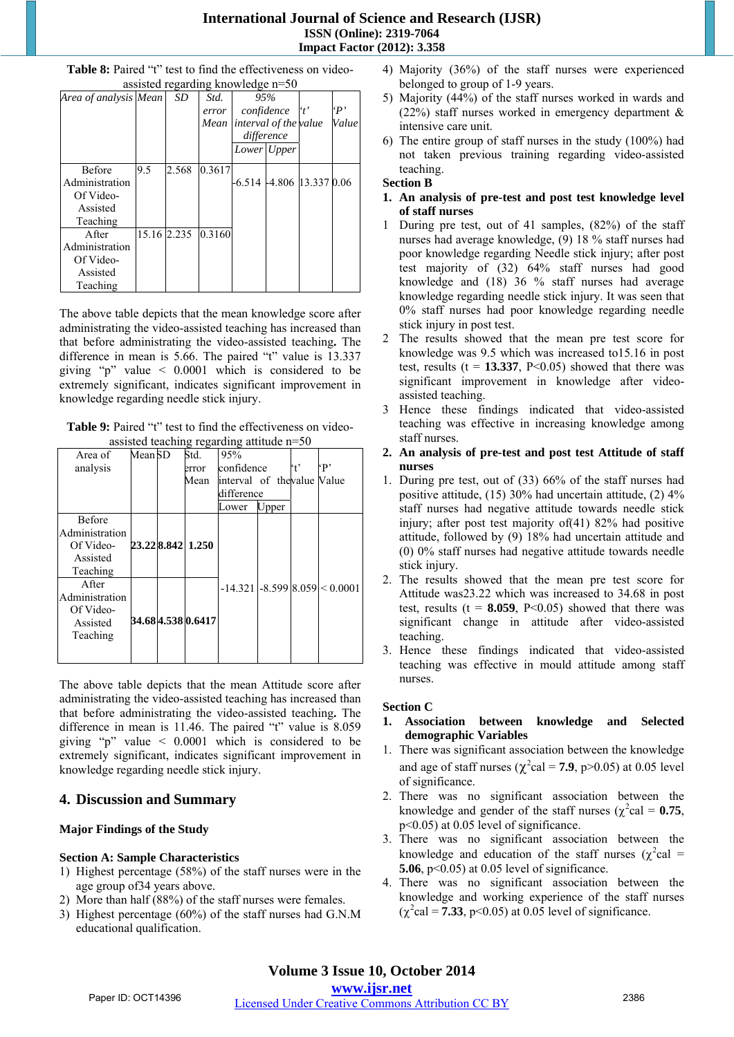**Table 8:** Paired "t" test to find the effectiveness on video-assisted regarding knowledge n=50

| *Area of analysis* | *Mean* | *SD* | *Std. error Mean* | *95% confidence interval of the difference* | | *'t' value* | *'P' Value* |
|---|---|---|---|---|---|---|---|
| | | | | *Lower* | *Upper* | | |
| Before Administration Of Video-Assisted Teaching | 9.5 | 2.568 | 0.3617 | -6.514 | -4.806 | 13.337 | 0.06 |
| After Administration Of Video-Assisted Teaching | 15.16 | 2.235 | 0.3160 | | | | |

The above table depicts that the mean knowledge score after administrating the video-assisted teaching has increased than that before administrating the video-assisted teaching**.** The difference in mean is 5.66. The paired "t" value is 13.337 giving "p" value < 0.0001 which is considered to be extremely significant, indicates significant improvement in knowledge regarding needle stick injury.

**Table 9:** Paired "t" test to find the effectiveness on video-assisted teaching regarding attitude n=50

| Area of analysis | Mean | SD | Std. error Mean | 95% confidence interval of the difference | | 't' value | 'P' Value |
|---|---|---|---|---|---|---|---|
| | | | | Lower | Upper | | |
| Before Administration Of Video-Assisted Teaching | **23.22** | **8.842** | **1.250** | -14.321 | -8.599 | 8.059 | < 0.0001 |
| After Administration Of Video-Assisted Teaching | **34.68** | **4.538** | **0.6417** | | | | |

The above table depicts that the mean Attitude score after administrating the video-assisted teaching has increased than that before administrating the video-assisted teaching**.** The difference in mean is 11.46. The paired "t" value is 8.059 giving "p" value < 0.0001 which is considered to be extremely significant, indicates significant improvement in knowledge regarding needle stick injury.

## 4. Discussion and Summary

### Major Findings of the Study

**Section A: Sample Characteristics**

1) Highest percentage (58%) of the staff nurses were in the age group of34 years above.
2) More than half (88%) of the staff nurses were females.
3) Highest percentage (60%) of the staff nurses had G.N.M educational qualification.
4) Majority (36%) of the staff nurses were experienced belonged to group of 1-9 years.
5) Majority (44%) of the staff nurses worked in wards and (22%) staff nurses worked in emergency department & intensive care unit.
6) The entire group of staff nurses in the study (100%) had not taken previous training regarding video-assisted teaching.

**Section B**

**1. An analysis of pre-test and post test knowledge level of staff nurses**

1 During pre test, out of 41 samples, (82%) of the staff nurses had average knowledge, (9) 18 % staff nurses had poor knowledge regarding Needle stick injury; after post test majority of (32) 64% staff nurses had good knowledge and (18) 36 % staff nurses had average knowledge regarding needle stick injury. It was seen that 0% staff nurses had poor knowledge regarding needle stick injury in post test.

2 The results showed that the mean pre test score for knowledge was 9.5 which was increased to15.16 in post test, results (t = **13.337**, P<0.05) showed that there was significant improvement in knowledge after video-assisted teaching.

3 Hence these findings indicated that video-assisted teaching was effective in increasing knowledge among staff nurses.

**2. An analysis of pre-test and post test Attitude of staff nurses**

1. During pre test, out of (33) 66% of the staff nurses had positive attitude, (15) 30% had uncertain attitude, (2) 4% staff nurses had negative attitude towards needle stick injury; after post test majority of(41) 82% had positive attitude, followed by (9) 18% had uncertain attitude and (0) 0% staff nurses had negative attitude towards needle stick injury.
2. The results showed that the mean pre test score for Attitude was23.22 which was increased to 34.68 in post test, results (t = **8.059**, P<0.05) showed that there was significant change in attitude after video-assisted teaching.
3. Hence these findings indicated that video-assisted teaching was effective in mould attitude among staff nurses.

**Section C**

**1. Association between knowledge and Selected demographic Variables**

1. There was significant association between the knowledge and age of staff nurses ($\chi^2$cal = **7.9**, p>0.05) at 0.05 level of significance.
2. There was no significant association between the knowledge and gender of the staff nurses ($\chi^2$cal = **0.75**, p<0.05) at 0.05 level of significance.
3. There was no significant association between the knowledge and education of the staff nurses ($\chi^2$cal = **5.06**, p<0.05) at 0.05 level of significance.
4. There was no significant association between the knowledge and working experience of the staff nurses ($\chi^2$cal = **7.33**, p<0.05) at 0.05 level of significance.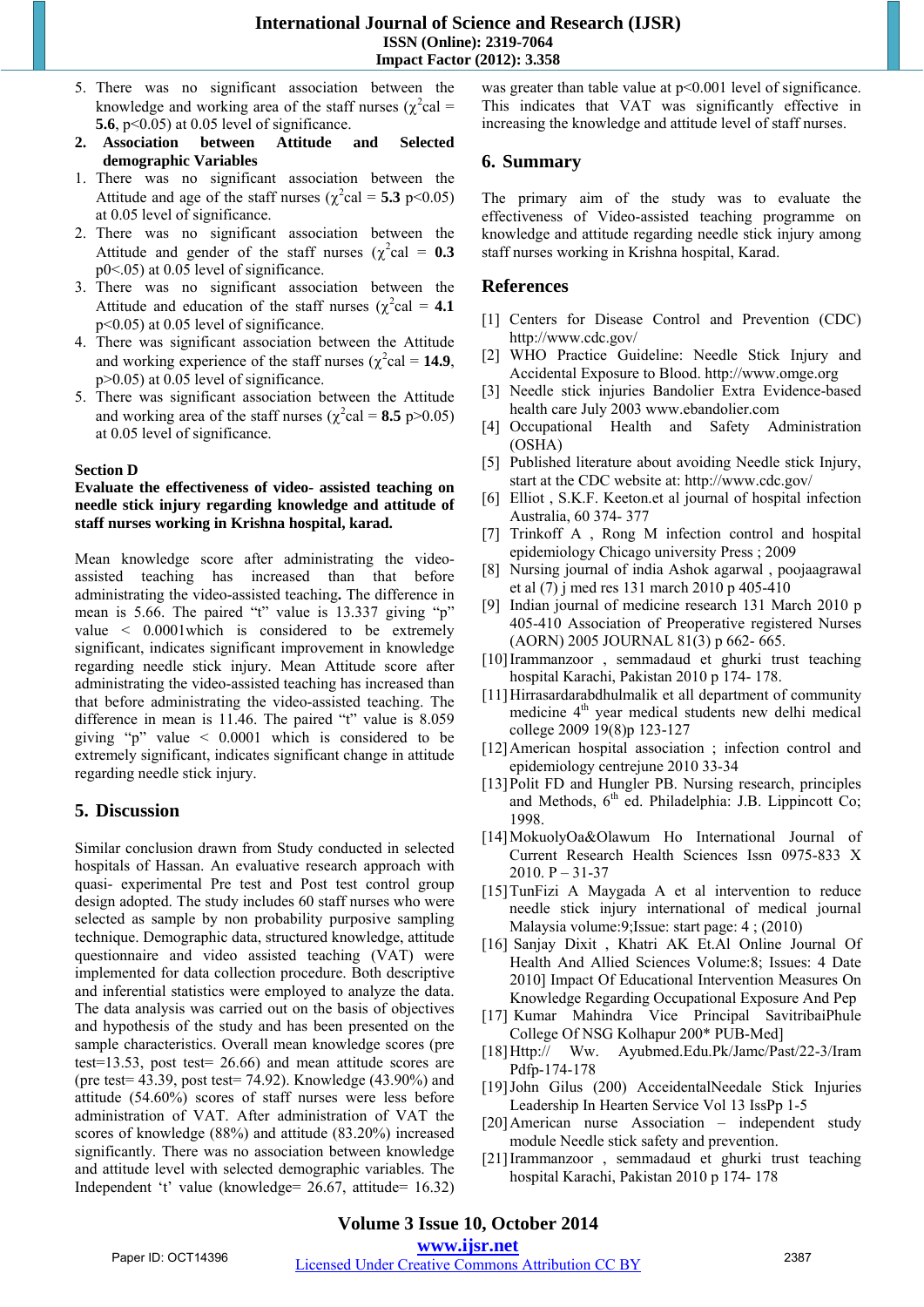5. There was no significant association between the knowledge and working area of the staff nurses ($\chi^2$cal = **5.6**, p<0.05) at 0.05 level of significance.

**2. Association between Attitude and Selected demographic Variables**

1. There was no significant association between the Attitude and age of the staff nurses ($\chi^2$cal = **5.3** p<0.05) at 0.05 level of significance.
2. There was no significant association between the Attitude and gender of the staff nurses ($\chi^2$cal = **0.3** p0<.05) at 0.05 level of significance.
3. There was no significant association between the Attitude and education of the staff nurses ($\chi^2$cal = **4.1** p<0.05) at 0.05 level of significance.
4. There was significant association between the Attitude and working experience of the staff nurses ($\chi^2$cal = **14.9**, p>0.05) at 0.05 level of significance.
5. There was significant association between the Attitude and working area of the staff nurses ($\chi^2$cal = **8.5** p>0.05) at 0.05 level of significance.

**Section D**

**Evaluate the effectiveness of video- assisted teaching on needle stick injury regarding knowledge and attitude of staff nurses working in Krishna hospital, karad.**

Mean knowledge score after administrating the video-assisted teaching has increased than that before administrating the video-assisted teaching**.** The difference in mean is 5.66. The paired "t" value is 13.337 giving "p" value < 0.0001which is considered to be extremely significant, indicates significant improvement in knowledge regarding needle stick injury. Mean Attitude score after administrating the video-assisted teaching has increased than that before administrating the video-assisted teaching. The difference in mean is 11.46. The paired "t" value is 8.059 giving "p" value < 0.0001 which is considered to be extremely significant, indicates significant change in attitude regarding needle stick injury.

## 5. Discussion

Similar conclusion drawn from Study conducted in selected hospitals of Hassan. An evaluative research approach with quasi- experimental Pre test and Post test control group design adopted. The study includes 60 staff nurses who were selected as sample by non probability purposive sampling technique. Demographic data, structured knowledge, attitude questionnaire and video assisted teaching (VAT) were implemented for data collection procedure. Both descriptive and inferential statistics were employed to analyze the data. The data analysis was carried out on the basis of objectives and hypothesis of the study and has been presented on the sample characteristics. Overall mean knowledge scores (pre test=13.53, post test= 26.66) and mean attitude scores are (pre test= 43.39, post test= 74.92). Knowledge (43.90%) and attitude (54.60%) scores of staff nurses were less before administration of VAT. After administration of VAT the scores of knowledge (88%) and attitude (83.20%) increased significantly. There was no association between knowledge and attitude level with selected demographic variables. The Independent 't' value (knowledge= 26.67, attitude= 16.32) was greater than table value at p<0.001 level of significance. This indicates that VAT was significantly effective in increasing the knowledge and attitude level of staff nurses.

## 6. Summary

The primary aim of the study was to evaluate the effectiveness of Video-assisted teaching programme on knowledge and attitude regarding needle stick injury among staff nurses working in Krishna hospital, Karad.

## References

[1] Centers for Disease Control and Prevention (CDC) http://www.cdc.gov/
[2] WHO Practice Guideline: Needle Stick Injury and Accidental Exposure to Blood. http://www.omge.org
[3] Needle stick injuries Bandolier Extra Evidence-based health care July 2003 www.ebandolier.com
[4] Occupational Health and Safety Administration (OSHA)
[5] Published literature about avoiding Needle stick Injury, start at the CDC website at: http://www.cdc.gov/
[6] Elliot , S.K.F. Keeton.et al journal of hospital infection Australia, 60 374- 377
[7] Trinkoff A , Rong M infection control and hospital epidemiology Chicago university Press ; 2009
[8] Nursing journal of india Ashok agarwal , poojaagrawal et al (7) j med res 131 march 2010 p 405-410
[9] Indian journal of medicine research 131 March 2010 p 405-410 Association of Preoperative registered Nurses (AORN) 2005 JOURNAL 81(3) p 662- 665.
[10] Irammanzoor , semmadaud et ghurki trust teaching hospital Karachi, Pakistan 2010 p 174- 178.
[11] Hirrasardarabdhulmalik et all department of community medicine 4th year medical students new delhi medical college 2009 19(8)p 123-127
[12] American hospital association ; infection control and epidemiology centrejune 2010 33-34
[13] Polit FD and Hungler PB. Nursing research, principles and Methods, 6th ed. Philadelphia: J.B. Lippincott Co; 1998.
[14] MokuolyOa&Olawum Ho International Journal of Current Research Health Sciences Issn 0975-833 X 2010. P – 31-37
[15] TunFizi A Maygada A et al intervention to reduce needle stick injury international of medical journal Malaysia volume:9;Issue: start page: 4 ; (2010)
[16] Sanjay Dixit , Khatri AK Et.Al Online Journal Of Health And Allied Sciences Volume:8; Issues: 4 Date 2010] Impact Of Educational Intervention Measures On Knowledge Regarding Occupational Exposure And Pep
[17] Kumar Mahindra Vice Principal SavitribaiPhule College Of NSG Kolhapur 200* PUB-Med]
[18] Http:// Ww. Ayubmed.Edu.Pk/Jamc/Past/22-3/Iram Pdfp-174-178
[19] John Gilus (200) AcceidentalNeedale Stick Injuries Leadership In Hearten Service Vol 13 IssPp 1-5
[20] American nurse Association – independent study module Needle stick safety and prevention.
[21] Irammanzoor , semmadaud et ghurki trust teaching hospital Karachi, Pakistan 2010 p 174- 178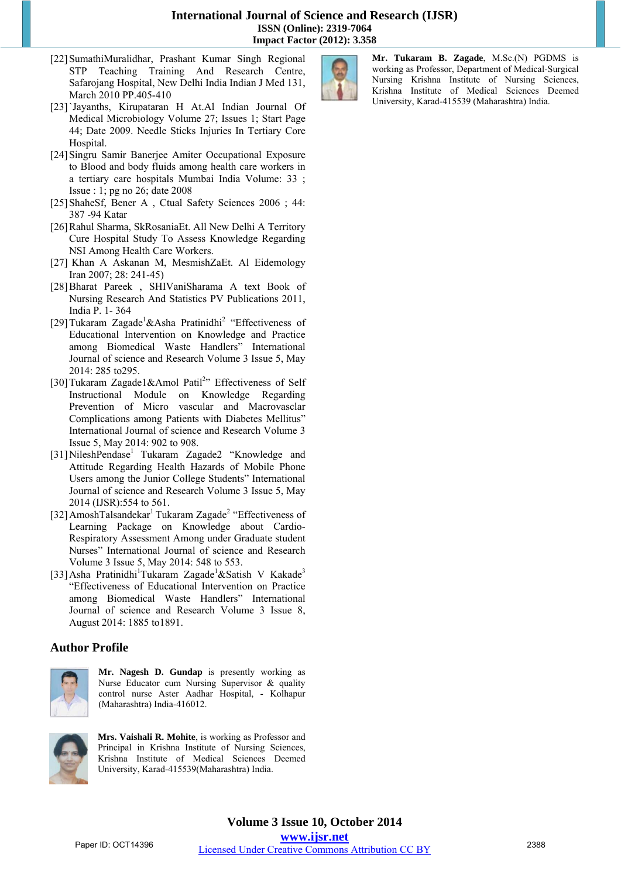[22] SumathiMuralidhar, Prashant Kumar Singh Regional STP Teaching Training And Research Centre, Safarojang Hospital, New Delhi India Indian J Med 131, March 2010 PP.405-410

[23] `Jayanths, Kirupataran H At.Al Indian Journal Of Medical Microbiology Volume 27; Issues 1; Start Page 44; Date 2009. Needle Sticks Injuries In Tertiary Core Hospital.

[24] Singru Samir Banerjee Amiter Occupational Exposure to Blood and body fluids among health care workers in a tertiary care hospitals Mumbai India Volume: 33 ; Issue : 1; pg no 26; date 2008

[25] ShaheSf, Bener A , Ctual Safety Sciences 2006 ; 44: 387 -94 Katar

[26] Rahul Sharma, SkRosaniaEt. All New Delhi A Territory Cure Hospital Study To Assess Knowledge Regarding NSI Among Health Care Workers.

[27] Khan A Askanan M, MesmishZaEt. Al Eidemology Iran 2007; 28: 241-45)

[28] Bharat Pareek , SHIVaniSharama A text Book of Nursing Research And Statistics PV Publications 2011, India P. 1- 364

[29] Tukaram Zagade[1]&Asha Pratinidhi[2] "Effectiveness of Educational Intervention on Knowledge and Practice among Biomedical Waste Handlers" International Journal of science and Research Volume 3 Issue 5, May 2014: 285 to295.

[30] Tukaram Zagade1&Amol Patil[2]" Effectiveness of Self Instructional Module on Knowledge Regarding Prevention of Micro vascular and Macrovasclar Complications among Patients with Diabetes Mellitus" International Journal of science and Research Volume 3 Issue 5, May 2014: 902 to 908.

[31] NileshPendase[1] Tukaram Zagade2 "Knowledge and Attitude Regarding Health Hazards of Mobile Phone Users among the Junior College Students" International Journal of science and Research Volume 3 Issue 5, May 2014 (IJSR):554 to 561.

[32] AmoshTalsandekar[1] Tukaram Zagade[2] "Effectiveness of Learning Package on Knowledge about Cardio-Respiratory Assessment Among under Graduate student Nurses" International Journal of science and Research Volume 3 Issue 5, May 2014: 548 to 553.

[33] Asha Pratinidhi[1]Tukaram Zagade[1]&Satish V Kakade[3] "Effectiveness of Educational Intervention on Practice among Biomedical Waste Handlers" International Journal of science and Research Volume 3 Issue 8, August 2014: 1885 to1891.

## Author Profile

**Mr. Nagesh D. Gundap** is presently working as Nurse Educator cum Nursing Supervisor & quality control nurse Aster Aadhar Hospital, - Kolhapur (Maharashtra) India-416012.

**Mrs. Vaishali R. Mohite**, is working as Professor and Principal in Krishna Institute of Nursing Sciences, Krishna Institute of Medical Sciences Deemed University, Karad-415539(Maharashtra) India.

**Mr. Tukaram B. Zagade**, M.Sc.(N) PGDMS is working as Professor, Department of Medical-Surgical Nursing Krishna Institute of Nursing Sciences, Krishna Institute of Medical Sciences Deemed University, Karad-415539 (Maharashtra) India.